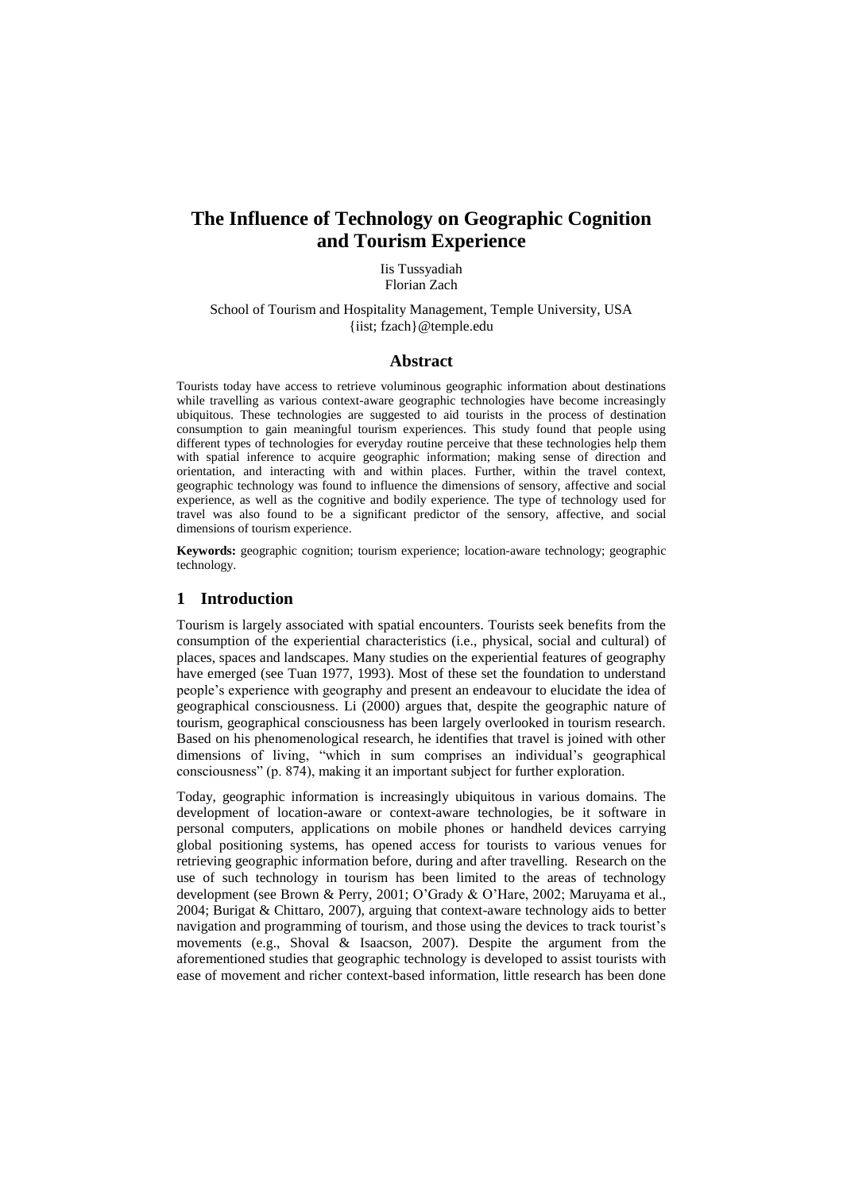# The Influence of Technology on Geographic Cognition and Tourism Experience

Iis Tussyadiah
Florian Zach

School of Tourism and Hospitality Management, Temple University, USA
{iist; fzach}@temple.edu

## Abstract

Tourists today have access to retrieve voluminous geographic information about destinations while travelling as various context-aware geographic technologies have become increasingly ubiquitous. These technologies are suggested to aid tourists in the process of destination consumption to gain meaningful tourism experiences. This study found that people using different types of technologies for everyday routine perceive that these technologies help them with spatial inference to acquire geographic information; making sense of direction and orientation, and interacting with and within places. Further, within the travel context, geographic technology was found to influence the dimensions of sensory, affective and social experience, as well as the cognitive and bodily experience. The type of technology used for travel was also found to be a significant predictor of the sensory, affective, and social dimensions of tourism experience.

**Keywords:** geographic cognition; tourism experience; location-aware technology; geographic technology.

## 1 Introduction

Tourism is largely associated with spatial encounters. Tourists seek benefits from the consumption of the experiential characteristics (i.e., physical, social and cultural) of places, spaces and landscapes. Many studies on the experiential features of geography have emerged (see Tuan 1977, 1993). Most of these set the foundation to understand people's experience with geography and present an endeavour to elucidate the idea of geographical consciousness. Li (2000) argues that, despite the geographic nature of tourism, geographical consciousness has been largely overlooked in tourism research. Based on his phenomenological research, he identifies that travel is joined with other dimensions of living, "which in sum comprises an individual's geographical consciousness" (p. 874), making it an important subject for further exploration.

Today, geographic information is increasingly ubiquitous in various domains. The development of location-aware or context-aware technologies, be it software in personal computers, applications on mobile phones or handheld devices carrying global positioning systems, has opened access for tourists to various venues for retrieving geographic information before, during and after travelling. Research on the use of such technology in tourism has been limited to the areas of technology development (see Brown & Perry, 2001; O'Grady & O'Hare, 2002; Maruyama et al., 2004; Burigat & Chittaro, 2007), arguing that context-aware technology aids to better navigation and programming of tourism, and those using the devices to track tourist's movements (e.g., Shoval & Isaacson, 2007). Despite the argument from the aforementioned studies that geographic technology is developed to assist tourists with ease of movement and richer context-based information, little research has been done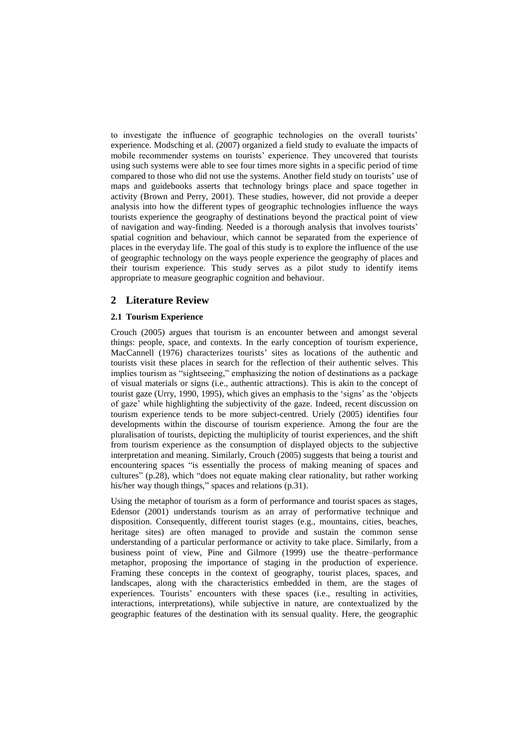to investigate the influence of geographic technologies on the overall tourists' experience. Modsching et al. (2007) organized a field study to evaluate the impacts of mobile recommender systems on tourists' experience. They uncovered that tourists using such systems were able to see four times more sights in a specific period of time compared to those who did not use the systems. Another field study on tourists' use of maps and guidebooks asserts that technology brings place and space together in activity (Brown and Perry, 2001). These studies, however, did not provide a deeper analysis into how the different types of geographic technologies influence the ways tourists experience the geography of destinations beyond the practical point of view of navigation and way-finding. Needed is a thorough analysis that involves tourists' spatial cognition and behaviour, which cannot be separated from the experience of places in the everyday life. The goal of this study is to explore the influence of the use of geographic technology on the ways people experience the geography of places and their tourism experience. This study serves as a pilot study to identify items appropriate to measure geographic cognition and behaviour.

## 2 Literature Review

### 2.1 Tourism Experience

Crouch (2005) argues that tourism is an encounter between and amongst several things: people, space, and contexts. In the early conception of tourism experience, MacCannell (1976) characterizes tourists' sites as locations of the authentic and tourists visit these places in search for the reflection of their authentic selves. This implies tourism as "sightseeing," emphasizing the notion of destinations as a package of visual materials or signs (i.e., authentic attractions). This is akin to the concept of tourist gaze (Urry, 1990, 1995), which gives an emphasis to the 'signs' as the 'objects of gaze' while highlighting the subjectivity of the gaze. Indeed, recent discussion on tourism experience tends to be more subject-centred. Uriely (2005) identifies four developments within the discourse of tourism experience. Among the four are the pluralisation of tourists, depicting the multiplicity of tourist experiences, and the shift from tourism experience as the consumption of displayed objects to the subjective interpretation and meaning. Similarly, Crouch (2005) suggests that being a tourist and encountering spaces "is essentially the process of making meaning of spaces and cultures" (p.28), which "does not equate making clear rationality, but rather working his/her way though things," spaces and relations (p.31).

Using the metaphor of tourism as a form of performance and tourist spaces as stages, Edensor (2001) understands tourism as an array of performative technique and disposition. Consequently, different tourist stages (e.g., mountains, cities, beaches, heritage sites) are often managed to provide and sustain the common sense understanding of a particular performance or activity to take place. Similarly, from a business point of view, Pine and Gilmore (1999) use the theatre–performance metaphor, proposing the importance of staging in the production of experience. Framing these concepts in the context of geography, tourist places, spaces, and landscapes, along with the characteristics embedded in them, are the stages of experiences. Tourists' encounters with these spaces (i.e., resulting in activities, interactions, interpretations), while subjective in nature, are contextualized by the geographic features of the destination with its sensual quality. Here, the geographic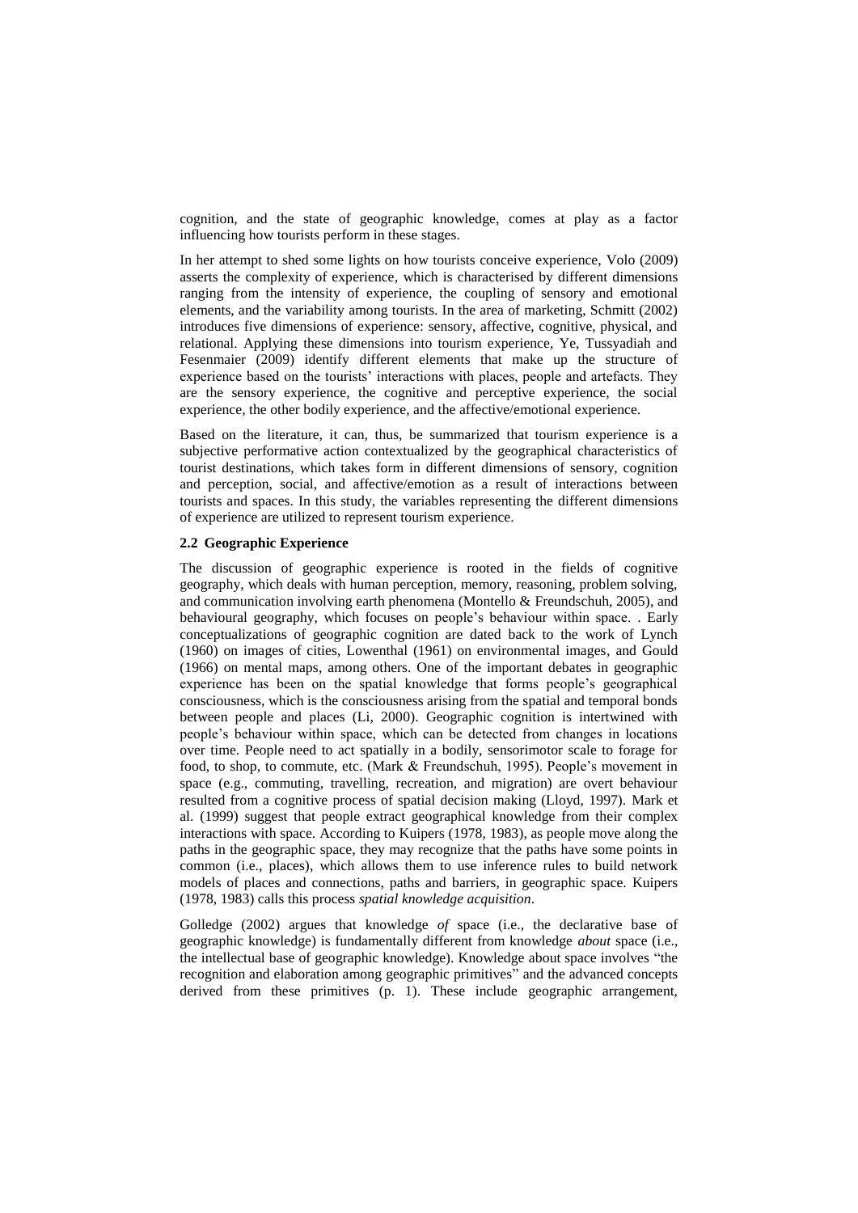cognition, and the state of geographic knowledge, comes at play as a factor influencing how tourists perform in these stages.

In her attempt to shed some lights on how tourists conceive experience, Volo (2009) asserts the complexity of experience, which is characterised by different dimensions ranging from the intensity of experience, the coupling of sensory and emotional elements, and the variability among tourists. In the area of marketing, Schmitt (2002) introduces five dimensions of experience: sensory, affective, cognitive, physical, and relational. Applying these dimensions into tourism experience, Ye, Tussyadiah and Fesenmaier (2009) identify different elements that make up the structure of experience based on the tourists' interactions with places, people and artefacts. They are the sensory experience, the cognitive and perceptive experience, the social experience, the other bodily experience, and the affective/emotional experience.

Based on the literature, it can, thus, be summarized that tourism experience is a subjective performative action contextualized by the geographical characteristics of tourist destinations, which takes form in different dimensions of sensory, cognition and perception, social, and affective/emotion as a result of interactions between tourists and spaces. In this study, the variables representing the different dimensions of experience are utilized to represent tourism experience.

### 2.2 Geographic Experience

The discussion of geographic experience is rooted in the fields of cognitive geography, which deals with human perception, memory, reasoning, problem solving, and communication involving earth phenomena (Montello & Freundschuh, 2005), and behavioural geography, which focuses on people's behaviour within space. . Early conceptualizations of geographic cognition are dated back to the work of Lynch (1960) on images of cities, Lowenthal (1961) on environmental images, and Gould (1966) on mental maps, among others. One of the important debates in geographic experience has been on the spatial knowledge that forms people's geographical consciousness, which is the consciousness arising from the spatial and temporal bonds between people and places (Li, 2000). Geographic cognition is intertwined with people's behaviour within space, which can be detected from changes in locations over time. People need to act spatially in a bodily, sensorimotor scale to forage for food, to shop, to commute, etc. (Mark & Freundschuh, 1995). People's movement in space (e.g., commuting, travelling, recreation, and migration) are overt behaviour resulted from a cognitive process of spatial decision making (Lloyd, 1997). Mark et al. (1999) suggest that people extract geographical knowledge from their complex interactions with space. According to Kuipers (1978, 1983), as people move along the paths in the geographic space, they may recognize that the paths have some points in common (i.e., places), which allows them to use inference rules to build network models of places and connections, paths and barriers, in geographic space. Kuipers (1978, 1983) calls this process *spatial knowledge acquisition*.

Golledge (2002) argues that knowledge *of* space (i.e., the declarative base of geographic knowledge) is fundamentally different from knowledge *about* space (i.e., the intellectual base of geographic knowledge). Knowledge about space involves "the recognition and elaboration among geographic primitives" and the advanced concepts derived from these primitives (p. 1). These include geographic arrangement,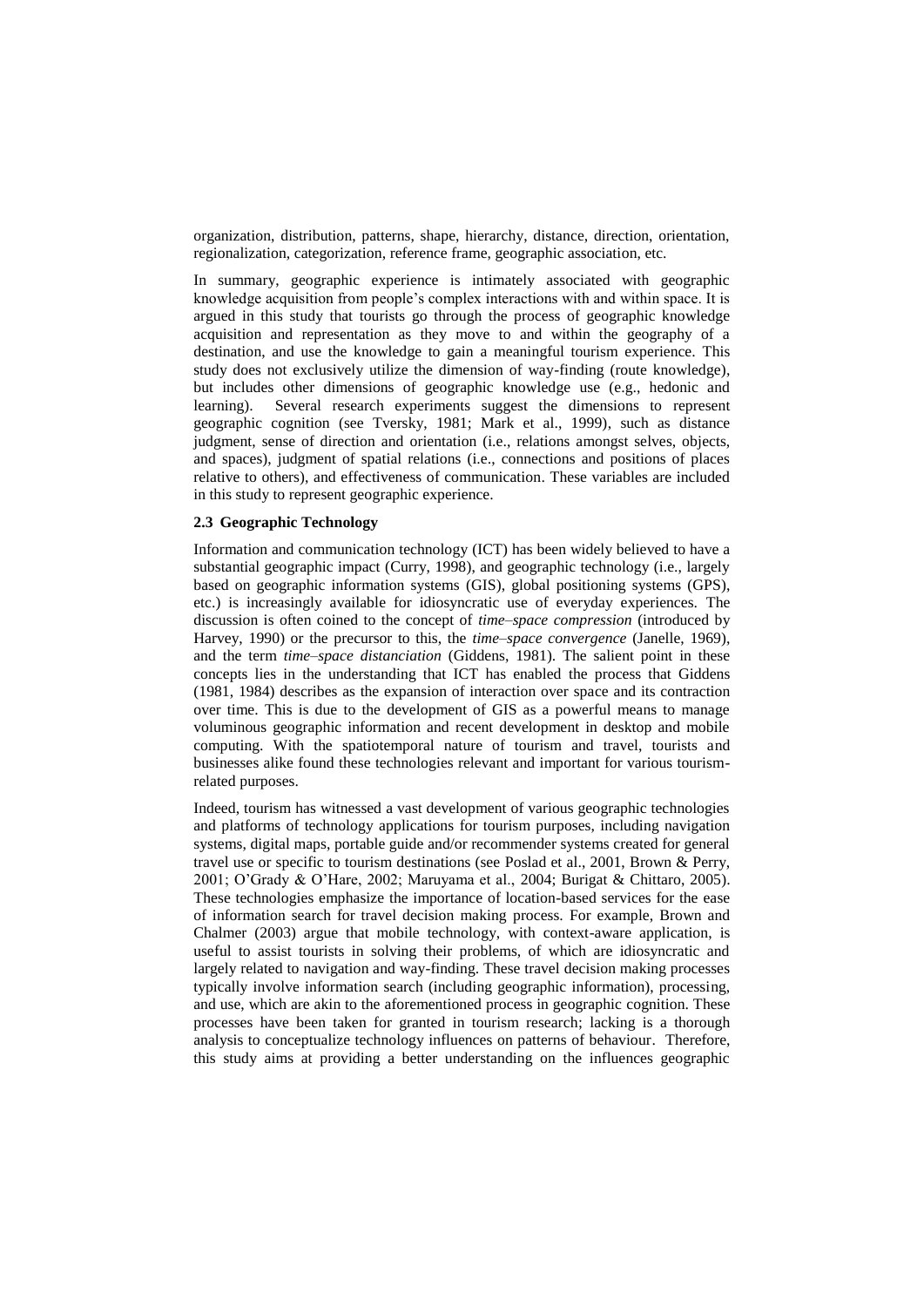organization, distribution, patterns, shape, hierarchy, distance, direction, orientation, regionalization, categorization, reference frame, geographic association, etc.

In summary, geographic experience is intimately associated with geographic knowledge acquisition from people's complex interactions with and within space. It is argued in this study that tourists go through the process of geographic knowledge acquisition and representation as they move to and within the geography of a destination, and use the knowledge to gain a meaningful tourism experience. This study does not exclusively utilize the dimension of way-finding (route knowledge), but includes other dimensions of geographic knowledge use (e.g., hedonic and learning). Several research experiments suggest the dimensions to represent geographic cognition (see Tversky, 1981; Mark et al., 1999), such as distance judgment, sense of direction and orientation (i.e., relations amongst selves, objects, and spaces), judgment of spatial relations (i.e., connections and positions of places relative to others), and effectiveness of communication. These variables are included in this study to represent geographic experience.

### 2.3 Geographic Technology

Information and communication technology (ICT) has been widely believed to have a substantial geographic impact (Curry, 1998), and geographic technology (i.e., largely based on geographic information systems (GIS), global positioning systems (GPS), etc.) is increasingly available for idiosyncratic use of everyday experiences. The discussion is often coined to the concept of *time–space compression* (introduced by Harvey, 1990) or the precursor to this, the *time–space convergence* (Janelle, 1969), and the term *time–space distanciation* (Giddens, 1981). The salient point in these concepts lies in the understanding that ICT has enabled the process that Giddens (1981, 1984) describes as the expansion of interaction over space and its contraction over time. This is due to the development of GIS as a powerful means to manage voluminous geographic information and recent development in desktop and mobile computing. With the spatiotemporal nature of tourism and travel, tourists and businesses alike found these technologies relevant and important for various tourism-related purposes.

Indeed, tourism has witnessed a vast development of various geographic technologies and platforms of technology applications for tourism purposes, including navigation systems, digital maps, portable guide and/or recommender systems created for general travel use or specific to tourism destinations (see Poslad et al., 2001, Brown & Perry, 2001; O'Grady & O'Hare, 2002; Maruyama et al., 2004; Burigat & Chittaro, 2005). These technologies emphasize the importance of location-based services for the ease of information search for travel decision making process. For example, Brown and Chalmer (2003) argue that mobile technology, with context-aware application, is useful to assist tourists in solving their problems, of which are idiosyncratic and largely related to navigation and way-finding. These travel decision making processes typically involve information search (including geographic information), processing, and use, which are akin to the aforementioned process in geographic cognition. These processes have been taken for granted in tourism research; lacking is a thorough analysis to conceptualize technology influences on patterns of behaviour. Therefore, this study aims at providing a better understanding on the influences geographic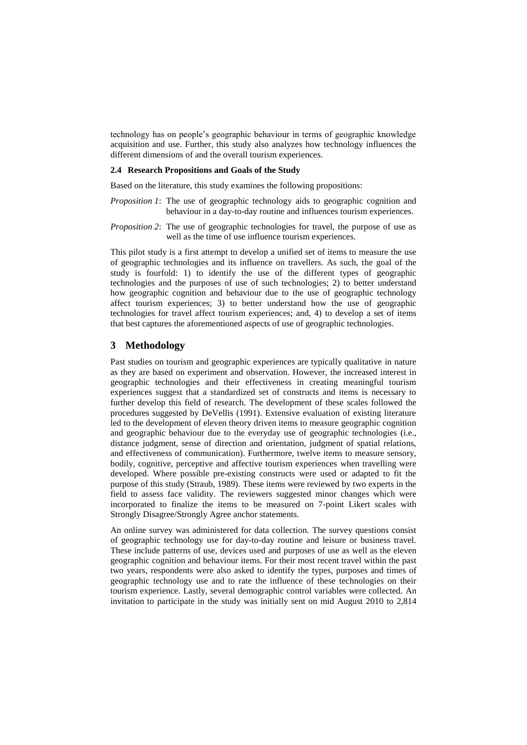technology has on people's geographic behaviour in terms of geographic knowledge acquisition and use. Further, this study also analyzes how technology influences the different dimensions of and the overall tourism experiences.

### 2.4 Research Propositions and Goals of the Study

Based on the literature, this study examines the following propositions:

*Proposition 1*: The use of geographic technology aids to geographic cognition and behaviour in a day-to-day routine and influences tourism experiences.

*Proposition 2*: The use of geographic technologies for travel, the purpose of use as well as the time of use influence tourism experiences.

This pilot study is a first attempt to develop a unified set of items to measure the use of geographic technologies and its influence on travellers. As such, the goal of the study is fourfold: 1) to identify the use of the different types of geographic technologies and the purposes of use of such technologies; 2) to better understand how geographic cognition and behaviour due to the use of geographic technology affect tourism experiences; 3) to better understand how the use of geographic technologies for travel affect tourism experiences; and, 4) to develop a set of items that best captures the aforementioned aspects of use of geographic technologies.

## 3 Methodology

Past studies on tourism and geographic experiences are typically qualitative in nature as they are based on experiment and observation. However, the increased interest in geographic technologies and their effectiveness in creating meaningful tourism experiences suggest that a standardized set of constructs and items is necessary to further develop this field of research. The development of these scales followed the procedures suggested by DeVellis (1991). Extensive evaluation of existing literature led to the development of eleven theory driven items to measure geographic cognition and geographic behaviour due to the everyday use of geographic technologies (i.e., distance judgment, sense of direction and orientation, judgment of spatial relations, and effectiveness of communication). Furthermore, twelve items to measure sensory, bodily, cognitive, perceptive and affective tourism experiences when travelling were developed. Where possible pre-existing constructs were used or adapted to fit the purpose of this study (Straub, 1989). These items were reviewed by two experts in the field to assess face validity. The reviewers suggested minor changes which were incorporated to finalize the items to be measured on 7-point Likert scales with Strongly Disagree/Strongly Agree anchor statements.

An online survey was administered for data collection. The survey questions consist of geographic technology use for day-to-day routine and leisure or business travel. These include patterns of use, devices used and purposes of use as well as the eleven geographic cognition and behaviour items. For their most recent travel within the past two years, respondents were also asked to identify the types, purposes and times of geographic technology use and to rate the influence of these technologies on their tourism experience. Lastly, several demographic control variables were collected. An invitation to participate in the study was initially sent on mid August 2010 to 2,814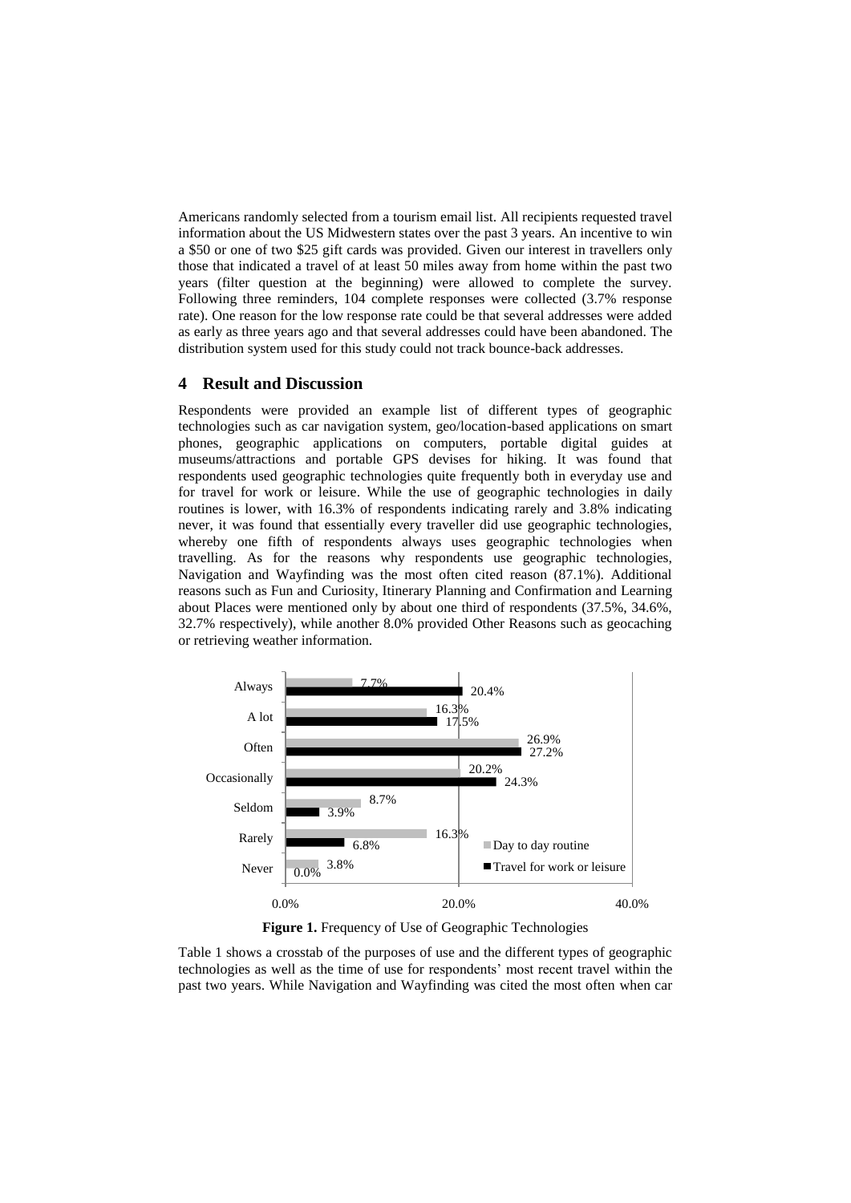Americans randomly selected from a tourism email list. All recipients requested travel information about the US Midwestern states over the past 3 years. An incentive to win a $50 or one of two $25 gift cards was provided. Given our interest in travellers only those that indicated a travel of at least 50 miles away from home within the past two years (filter question at the beginning) were allowed to complete the survey. Following three reminders, 104 complete responses were collected (3.7% response rate). One reason for the low response rate could be that several addresses were added as early as three years ago and that several addresses could have been abandoned. The distribution system used for this study could not track bounce-back addresses.

## 4 Result and Discussion

Respondents were provided an example list of different types of geographic technologies such as car navigation system, geo/location-based applications on smart phones, geographic applications on computers, portable digital guides at museums/attractions and portable GPS devises for hiking. It was found that respondents used geographic technologies quite frequently both in everyday use and for travel for work or leisure. While the use of geographic technologies in daily routines is lower, with 16.3% of respondents indicating rarely and 3.8% indicating never, it was found that essentially every traveller did use geographic technologies, whereby one fifth of respondents always uses geographic technologies when travelling. As for the reasons why respondents use geographic technologies, Navigation and Wayfinding was the most often cited reason (87.1%). Additional reasons such as Fun and Curiosity, Itinerary Planning and Confirmation and Learning about Places were mentioned only by about one third of respondents (37.5%, 34.6%, 32.7% respectively), while another 8.0% provided Other Reasons such as geocaching or retrieving weather information.

| | Day to day routine | Travel for work or leisure |
|---|---|---|
| Always | 7.7% | 20.4% |
| A lot | 16.3% | 17.5% |
| Often | 26.9% | 27.2% |
| Occasionally | 20.2% | 24.3% |
| Seldom | 8.7% | 3.9% |
| Rarely | 16.3% | 6.8% |
| Never | 3.8% | 0.0% |

**Figure 1.** Frequency of Use of Geographic Technologies

Table 1 shows a crosstab of the purposes of use and the different types of geographic technologies as well as the time of use for respondents' most recent travel within the past two years. While Navigation and Wayfinding was cited the most often when car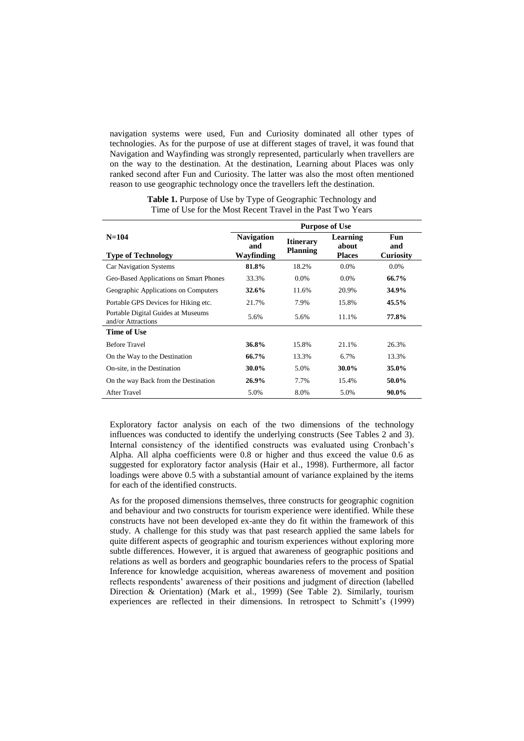navigation systems were used, Fun and Curiosity dominated all other types of technologies. As for the purpose of use at different stages of travel, it was found that Navigation and Wayfinding was strongly represented, particularly when travellers are on the way to the destination. At the destination, Learning about Places was only ranked second after Fun and Curiosity. The latter was also the most often mentioned reason to use geographic technology once the travellers left the destination.

**Table 1.** Purpose of Use by Type of Geographic Technology and Time of Use for the Most Recent Travel in the Past Two Years

| N=104 | Purpose of Use | | | |
|---|---|---|---|---|
| **Type of Technology** | **Navigation and Wayfinding** | **Itinerary Planning** | **Learning about Places** | **Fun and Curiosity** |
| Car Navigation Systems | **81.8%** | 18.2% | 0.0% | 0.0% |
| Geo-Based Applications on Smart Phones | 33.3% | 0.0% | 0.0% | **66.7%** |
| Geographic Applications on Computers | **32.6%** | 11.6% | 20.9% | **34.9%** |
| Portable GPS Devices for Hiking etc. | 21.7% | 7.9% | 15.8% | **45.5%** |
| Portable Digital Guides at Museums and/or Attractions | 5.6% | 5.6% | 11.1% | **77.8%** |
| **Time of Use** | | | | |
| Before Travel | **36.8%** | 15.8% | 21.1% | 26.3% |
| On the Way to the Destination | **66.7%** | 13.3% | 6.7% | 13.3% |
| On-site, in the Destination | **30.0%** | 5.0% | **30.0%** | **35.0%** |
| On the way Back from the Destination | **26.9%** | 7.7% | 15.4% | **50.0%** |
| After Travel | 5.0% | 8.0% | 5.0% | **90.0%** |

Exploratory factor analysis on each of the two dimensions of the technology influences was conducted to identify the underlying constructs (See Tables 2 and 3). Internal consistency of the identified constructs was evaluated using Cronbach's Alpha. All alpha coefficients were 0.8 or higher and thus exceed the value 0.6 as suggested for exploratory factor analysis (Hair et al., 1998). Furthermore, all factor loadings were above 0.5 with a substantial amount of variance explained by the items for each of the identified constructs.

As for the proposed dimensions themselves, three constructs for geographic cognition and behaviour and two constructs for tourism experience were identified. While these constructs have not been developed ex-ante they do fit within the framework of this study. A challenge for this study was that past research applied the same labels for quite different aspects of geographic and tourism experiences without exploring more subtle differences. However, it is argued that awareness of geographic positions and relations as well as borders and geographic boundaries refers to the process of Spatial Inference for knowledge acquisition, whereas awareness of movement and position reflects respondents' awareness of their positions and judgment of direction (labelled Direction & Orientation) (Mark et al., 1999) (See Table 2). Similarly, tourism experiences are reflected in their dimensions. In retrospect to Schmitt's (1999)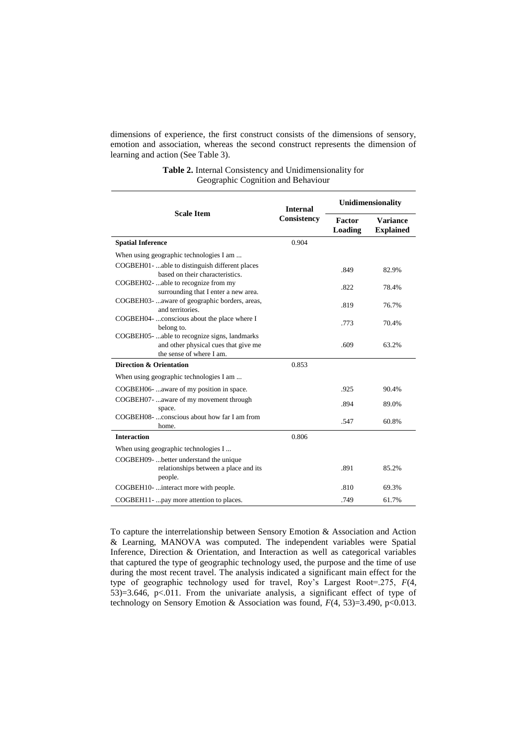dimensions of experience, the first construct consists of the dimensions of sensory, emotion and association, whereas the second construct represents the dimension of learning and action (See Table 3).

**Table 2.** Internal Consistency and Unidimensionality for Geographic Cognition and Behaviour

| Scale Item | Internal Consistency | Unidimensionality | |
|---|---|---|---|
| | | Factor Loading | Variance Explained |
| **Spatial Inference** | 0.904 | | |
| When using geographic technologies I am ... | | | |
| COGBEH01- ...able to distinguish different places based on their characteristics. | | .849 | 82.9% |
| COGBEH02- ...able to recognize from my surrounding that I enter a new area. | | .822 | 78.4% |
| COGBEH03- ...aware of geographic borders, areas, and territories. | | .819 | 76.7% |
| COGBEH04- ...conscious about the place where I belong to. | | .773 | 70.4% |
| COGBEH05- ...able to recognize signs, landmarks and other physical cues that give me the sense of where I am. | | .609 | 63.2% |
| **Direction & Orientation** | 0.853 | | |
| When using geographic technologies I am ... | | | |
| COGBEH06- ...aware of my position in space. | | .925 | 90.4% |
| COGBEH07- ...aware of my movement through space. | | .894 | 89.0% |
| COGBEH08- ...conscious about how far I am from home. | | .547 | 60.8% |
| **Interaction** | 0.806 | | |
| When using geographic technologies I ... | | | |
| COGBEH09- ...better understand the unique relationships between a place and its people. | | .891 | 85.2% |
| COGBEH10- ...interact more with people. | | .810 | 69.3% |
| COGBEH11- ...pay more attention to places. | | .749 | 61.7% |

To capture the interrelationship between Sensory Emotion & Association and Action & Learning, MANOVA was computed. The independent variables were Spatial Inference, Direction & Orientation, and Interaction as well as categorical variables that captured the type of geographic technology used, the purpose and the time of use during the most recent travel. The analysis indicated a significant main effect for the type of geographic technology used for travel, Roy's Largest Root=.275, $F(4, 53)=3.646$, $p<.011$. From the univariate analysis, a significant effect of type of technology on Sensory Emotion & Association was found, $F(4, 53)=3.490$, $p<0.013$.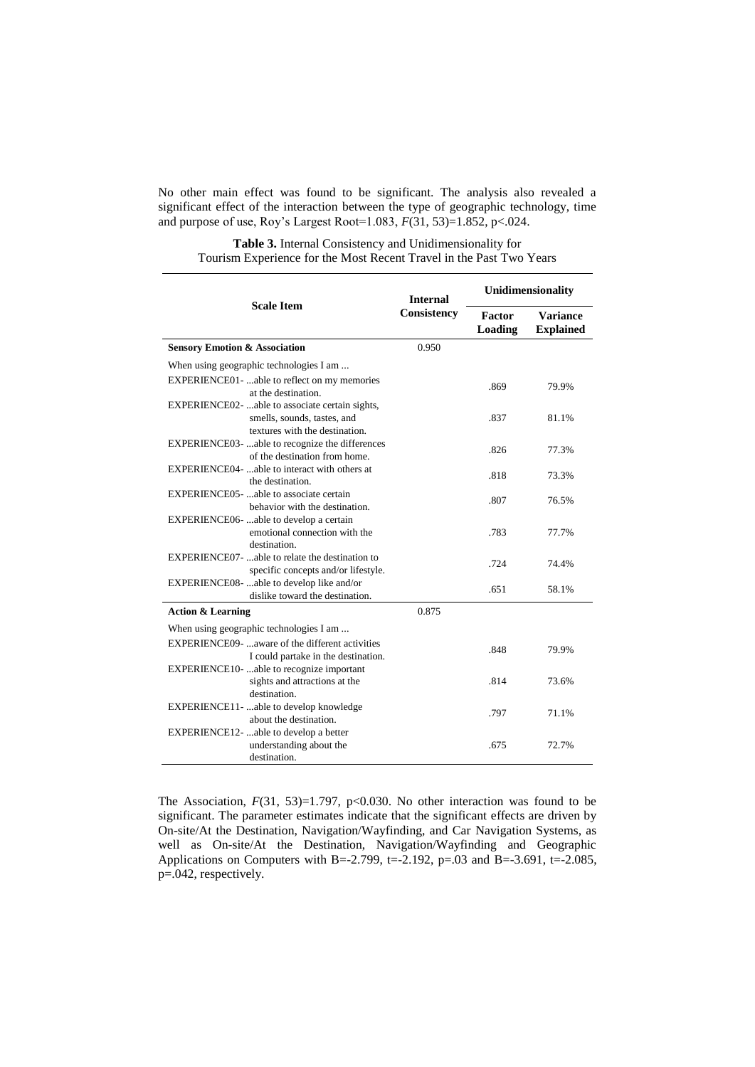No other main effect was found to be significant. The analysis also revealed a significant effect of the interaction between the type of geographic technology, time and purpose of use, Roy's Largest Root=1.083, $F(31, 53)=1.852$, $p<.024$.

**Table 3.** Internal Consistency and Unidimensionality for Tourism Experience for the Most Recent Travel in the Past Two Years

| Scale Item | Internal Consistency | Unidimensionality | |
|---|---|---|---|
| | | Factor Loading | Variance Explained |
| **Sensory Emotion & Association** | 0.950 | | |
| When using geographic technologies I am ... | | | |
| EXPERIENCE01- ...able to reflect on my memories at the destination. | | .869 | 79.9% |
| EXPERIENCE02- ...able to associate certain sights, smells, sounds, tastes, and textures with the destination. | | .837 | 81.1% |
| EXPERIENCE03- ...able to recognize the differences of the destination from home. | | .826 | 77.3% |
| EXPERIENCE04- ...able to interact with others at the destination. | | .818 | 73.3% |
| EXPERIENCE05- ...able to associate certain behavior with the destination. | | .807 | 76.5% |
| EXPERIENCE06- ...able to develop a certain emotional connection with the destination. | | .783 | 77.7% |
| EXPERIENCE07- ...able to relate the destination to specific concepts and/or lifestyle. | | .724 | 74.4% |
| EXPERIENCE08- ...able to develop like and/or dislike toward the destination. | | .651 | 58.1% |
| **Action & Learning** | 0.875 | | |
| When using geographic technologies I am ... | | | |
| EXPERIENCE09- ...aware of the different activities I could partake in the destination. | | .848 | 79.9% |
| EXPERIENCE10- ...able to recognize important sights and attractions at the destination. | | .814 | 73.6% |
| EXPERIENCE11- ...able to develop knowledge about the destination. | | .797 | 71.1% |
| EXPERIENCE12- ...able to develop a better understanding about the destination. | | .675 | 72.7% |

The Association, $F(31, 53)=1.797$, $p<0.030$. No other interaction was found to be significant. The parameter estimates indicate that the significant effects are driven by On-site/At the Destination, Navigation/Wayfinding, and Car Navigation Systems, as well as On-site/At the Destination, Navigation/Wayfinding and Geographic Applications on Computers with $B=-2.799$, $t=-2.192$, $p=.03$ and $B=-3.691$, $t=-2.085$, $p=.042$, respectively.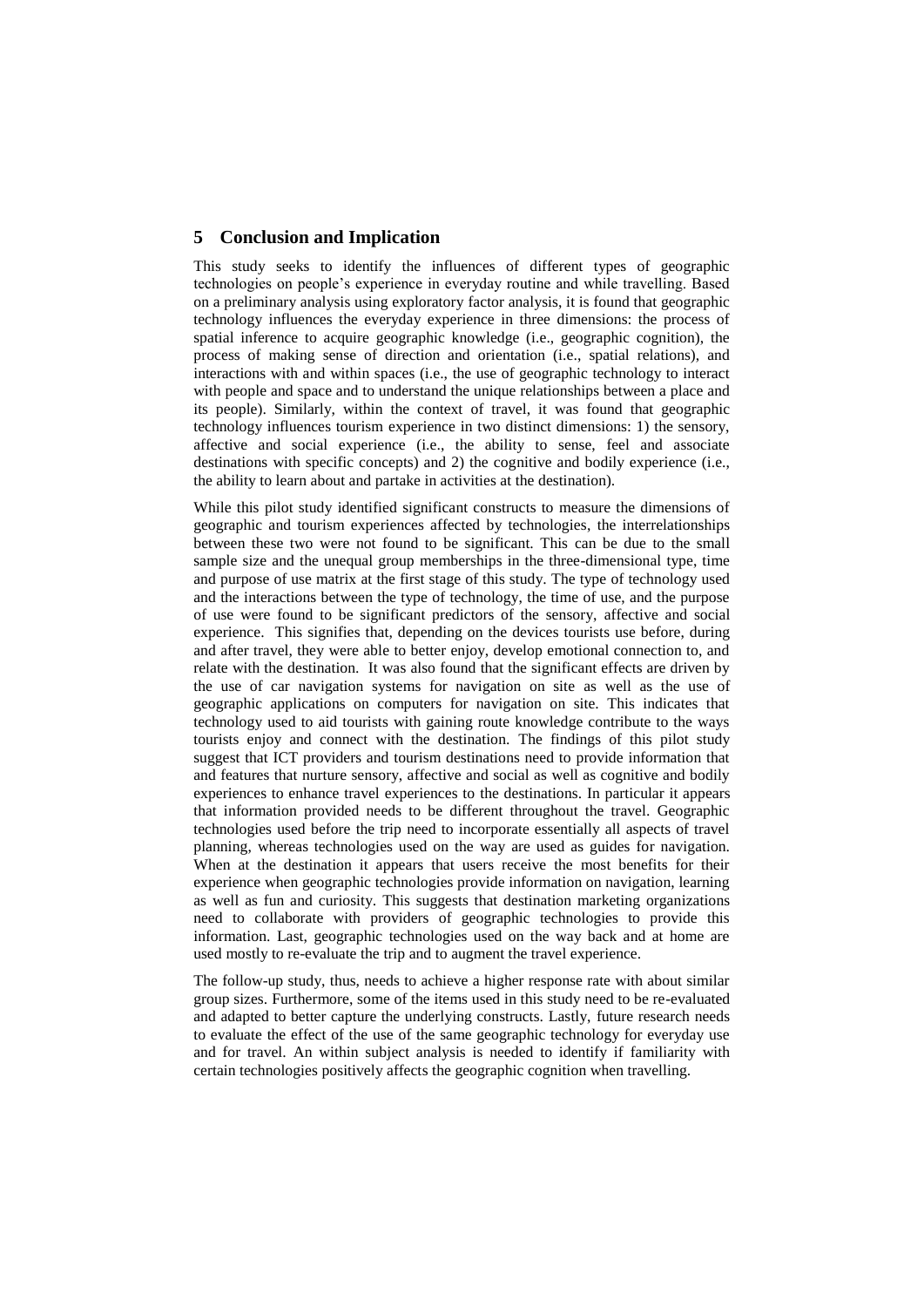## 5 Conclusion and Implication

This study seeks to identify the influences of different types of geographic technologies on people's experience in everyday routine and while travelling. Based on a preliminary analysis using exploratory factor analysis, it is found that geographic technology influences the everyday experience in three dimensions: the process of spatial inference to acquire geographic knowledge (i.e., geographic cognition), the process of making sense of direction and orientation (i.e., spatial relations), and interactions with and within spaces (i.e., the use of geographic technology to interact with people and space and to understand the unique relationships between a place and its people). Similarly, within the context of travel, it was found that geographic technology influences tourism experience in two distinct dimensions: 1) the sensory, affective and social experience (i.e., the ability to sense, feel and associate destinations with specific concepts) and 2) the cognitive and bodily experience (i.e., the ability to learn about and partake in activities at the destination).

While this pilot study identified significant constructs to measure the dimensions of geographic and tourism experiences affected by technologies, the interrelationships between these two were not found to be significant. This can be due to the small sample size and the unequal group memberships in the three-dimensional type, time and purpose of use matrix at the first stage of this study. The type of technology used and the interactions between the type of technology, the time of use, and the purpose of use were found to be significant predictors of the sensory, affective and social experience. This signifies that, depending on the devices tourists use before, during and after travel, they were able to better enjoy, develop emotional connection to, and relate with the destination. It was also found that the significant effects are driven by the use of car navigation systems for navigation on site as well as the use of geographic applications on computers for navigation on site. This indicates that technology used to aid tourists with gaining route knowledge contribute to the ways tourists enjoy and connect with the destination. The findings of this pilot study suggest that ICT providers and tourism destinations need to provide information that and features that nurture sensory, affective and social as well as cognitive and bodily experiences to enhance travel experiences to the destinations. In particular it appears that information provided needs to be different throughout the travel. Geographic technologies used before the trip need to incorporate essentially all aspects of travel planning, whereas technologies used on the way are used as guides for navigation. When at the destination it appears that users receive the most benefits for their experience when geographic technologies provide information on navigation, learning as well as fun and curiosity. This suggests that destination marketing organizations need to collaborate with providers of geographic technologies to provide this information. Last, geographic technologies used on the way back and at home are used mostly to re-evaluate the trip and to augment the travel experience.

The follow-up study, thus, needs to achieve a higher response rate with about similar group sizes. Furthermore, some of the items used in this study need to be re-evaluated and adapted to better capture the underlying constructs. Lastly, future research needs to evaluate the effect of the use of the same geographic technology for everyday use and for travel. An within subject analysis is needed to identify if familiarity with certain technologies positively affects the geographic cognition when travelling.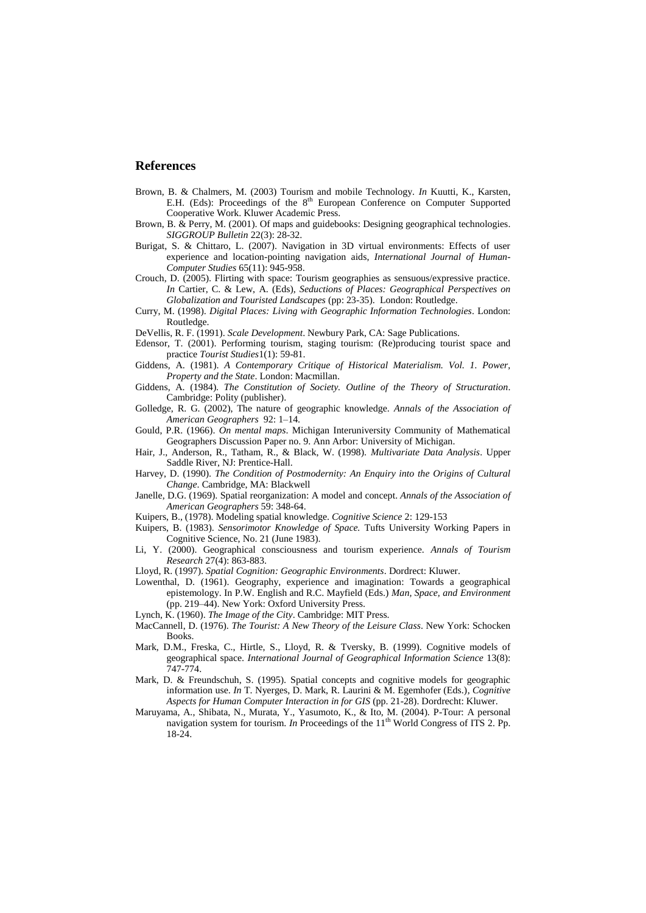## References

Brown, B. & Chalmers, M. (2003) Tourism and mobile Technology. *In* Kuutti, K., Karsten, E.H. (Eds): Proceedings of the 8th European Conference on Computer Supported Cooperative Work. Kluwer Academic Press.

Brown, B. & Perry, M. (2001). Of maps and guidebooks: Designing geographical technologies. *SIGGROUP Bulletin* 22(3): 28-32.

Burigat, S. & Chittaro, L. (2007). Navigation in 3D virtual environments: Effects of user experience and location-pointing navigation aids, *International Journal of Human-Computer Studies* 65(11): 945-958.

Crouch, D. (2005). Flirting with space: Tourism geographies as sensuous/expressive practice. *In* Cartier, C. & Lew, A. (Eds), *Seductions of Places: Geographical Perspectives on Globalization and Touristed Landscapes* (pp: 23-35). London: Routledge.

Curry, M. (1998). *Digital Places: Living with Geographic Information Technologies*. London: Routledge.

DeVellis, R. F. (1991). *Scale Development*. Newbury Park, CA: Sage Publications.

Edensor, T. (2001). Performing tourism, staging tourism: (Re)producing tourist space and practice *Tourist Studies*1(1): 59-81.

Giddens, A. (1981). *A Contemporary Critique of Historical Materialism. Vol. 1. Power, Property and the State*. London: Macmillan.

Giddens, A. (1984). *The Constitution of Society. Outline of the Theory of Structuration*. Cambridge: Polity (publisher).

Golledge, R. G. (2002), The nature of geographic knowledge. *Annals of the Association of American Geographers* 92: 1–14.

Gould, P.R. (1966). *On mental maps*. Michigan Interuniversity Community of Mathematical Geographers Discussion Paper no. 9. Ann Arbor: University of Michigan.

Hair, J., Anderson, R., Tatham, R., & Black, W. (1998). *Multivariate Data Analysis*. Upper Saddle River, NJ: Prentice-Hall.

Harvey, D. (1990). *The Condition of Postmodernity: An Enquiry into the Origins of Cultural Change*. Cambridge, MA: Blackwell

Janelle, D.G. (1969). Spatial reorganization: A model and concept. *Annals of the Association of American Geographers* 59: 348-64.

Kuipers, B., (1978). Modeling spatial knowledge. *Cognitive Science* 2: 129-153

Kuipers, B. (1983). *Sensorimotor Knowledge of Space.* Tufts University Working Papers in Cognitive Science, No. 21 (June 1983).

Li, Y. (2000). Geographical consciousness and tourism experience. *Annals of Tourism Research* 27(4): 863-883.

Lloyd, R. (1997). *Spatial Cognition: Geographic Environments*. Dordrect: Kluwer.

Lowenthal, D. (1961). Geography, experience and imagination: Towards a geographical epistemology. In P.W. English and R.C. Mayfield (Eds.) *Man, Space, and Environment* (pp. 219–44). New York: Oxford University Press.

Lynch, K. (1960). *The Image of the City*. Cambridge: MIT Press.

MacCannell, D. (1976). *The Tourist: A New Theory of the Leisure Class*. New York: Schocken Books.

Mark, D.M., Freska, C., Hirtle, S., Lloyd, R. & Tversky, B. (1999). Cognitive models of geographical space. *International Journal of Geographical Information Science* 13(8): 747-774.

Mark, D. & Freundschuh, S. (1995). Spatial concepts and cognitive models for geographic information use. *In* T. Nyerges, D. Mark, R. Laurini & M. Egemhofer (Eds.), *Cognitive Aspects for Human Computer Interaction in for GIS* (pp. 21-28). Dordrecht: Kluwer.

Maruyama, A., Shibata, N., Murata, Y., Yasumoto, K., & Ito, M. (2004). P-Tour: A personal navigation system for tourism. *In* Proceedings of the 11th World Congress of ITS 2. Pp. 18-24.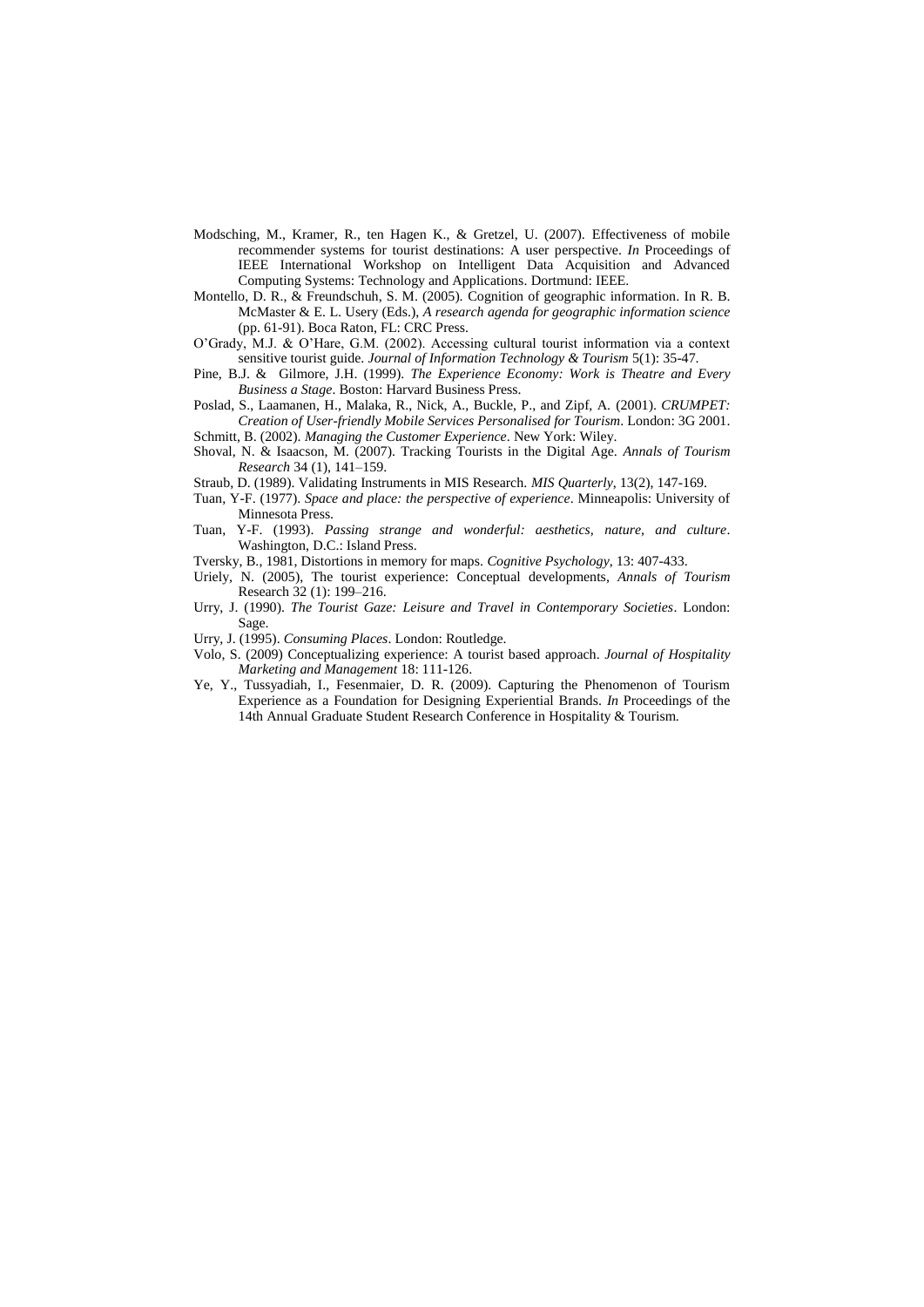Modsching, M., Kramer, R., ten Hagen K., & Gretzel, U. (2007). Effectiveness of mobile recommender systems for tourist destinations: A user perspective. *In* Proceedings of IEEE International Workshop on Intelligent Data Acquisition and Advanced Computing Systems: Technology and Applications. Dortmund: IEEE.

Montello, D. R., & Freundschuh, S. M. (2005). Cognition of geographic information. In R. B. McMaster & E. L. Usery (Eds.), *A research agenda for geographic information science* (pp. 61-91). Boca Raton, FL: CRC Press.

O'Grady, M.J. & O'Hare, G.M. (2002). Accessing cultural tourist information via a context sensitive tourist guide. *Journal of Information Technology & Tourism* 5(1): 35-47.

Pine, B.J. & Gilmore, J.H. (1999). *The Experience Economy: Work is Theatre and Every Business a Stage*. Boston: Harvard Business Press.

Poslad, S., Laamanen, H., Malaka, R., Nick, A., Buckle, P., and Zipf, A. (2001). *CRUMPET: Creation of User-friendly Mobile Services Personalised for Tourism*. London: 3G 2001.

Schmitt, B. (2002). *Managing the Customer Experience*. New York: Wiley.

Shoval, N. & Isaacson, M. (2007). Tracking Tourists in the Digital Age. *Annals of Tourism Research* 34 (1), 141–159.

Straub, D. (1989). Validating Instruments in MIS Research. *MIS Quarterly*, 13(2), 147-169.

Tuan, Y-F. (1977). *Space and place: the perspective of experience*. Minneapolis: University of Minnesota Press.

Tuan, Y-F. (1993). *Passing strange and wonderful: aesthetics, nature, and culture*. Washington, D.C.: Island Press.

Tversky, B., 1981, Distortions in memory for maps. *Cognitive Psychology*, 13: 407-433.

Uriely, N. (2005), The tourist experience: Conceptual developments, *Annals of Tourism* Research 32 (1): 199–216.

Urry, J. (1990). *The Tourist Gaze: Leisure and Travel in Contemporary Societies*. London: Sage.

Urry, J. (1995). *Consuming Places*. London: Routledge.

Volo, S. (2009) Conceptualizing experience: A tourist based approach. *Journal of Hospitality Marketing and Management* 18: 111-126.

Ye, Y., Tussyadiah, I., Fesenmaier, D. R. (2009). Capturing the Phenomenon of Tourism Experience as a Foundation for Designing Experiential Brands. *In* Proceedings of the 14th Annual Graduate Student Research Conference in Hospitality & Tourism.